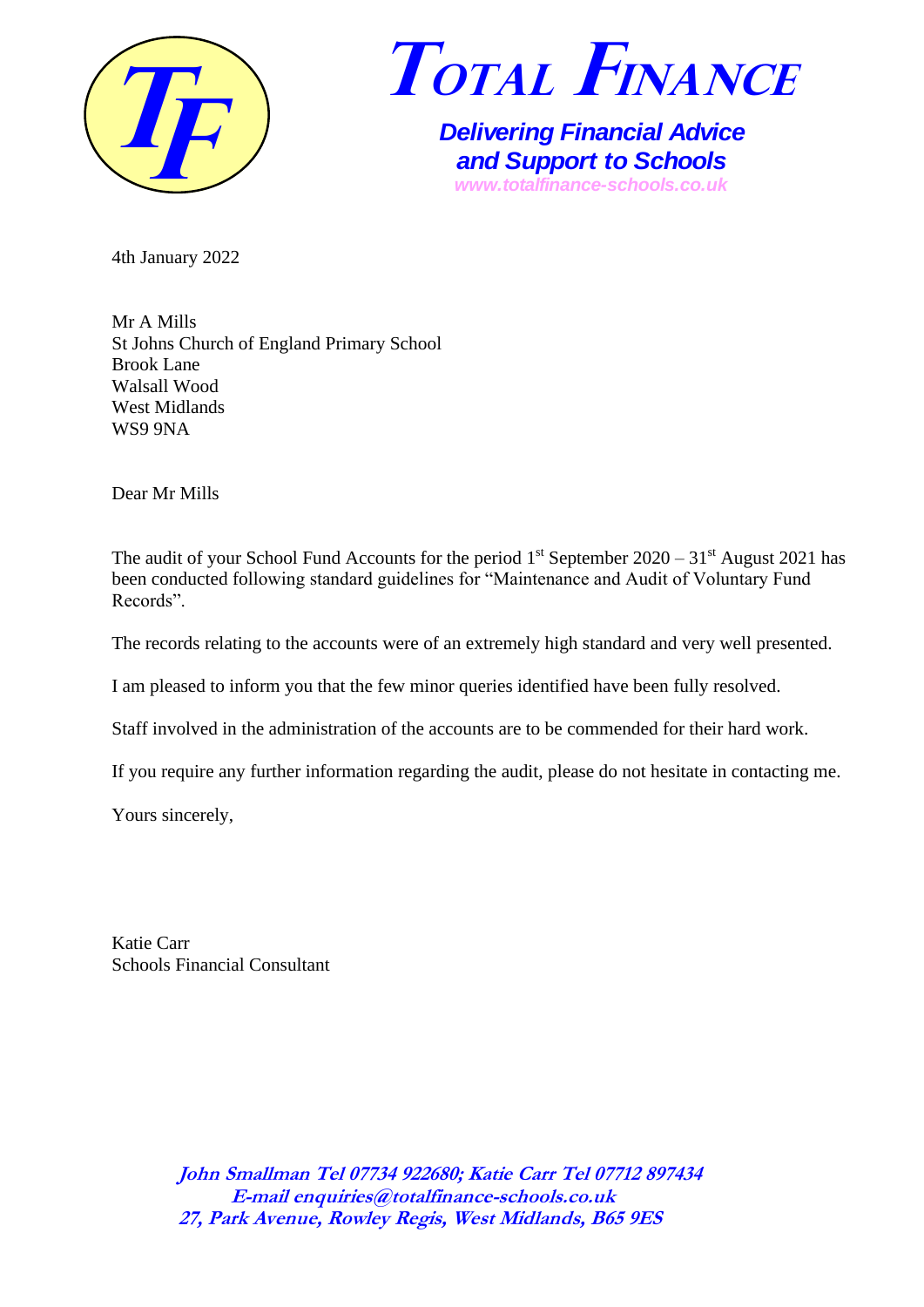**TF**

# TOTAL FINANCE

***Delivering Financial Advice and Support to Schools***

*www.totalfinance-schools.co.uk*

4th January 2022

Mr A Mills
St Johns Church of England Primary School
Brook Lane
Walsall Wood
West Midlands
WS9 9NA

Dear Mr Mills

The audit of your School Fund Accounts for the period 1st September 2020 – 31st August 2021 has been conducted following standard guidelines for "Maintenance and Audit of Voluntary Fund Records".

The records relating to the accounts were of an extremely high standard and very well presented.

I am pleased to inform you that the few minor queries identified have been fully resolved.

Staff involved in the administration of the accounts are to be commended for their hard work.

If you require any further information regarding the audit, please do not hesitate in contacting me.

Yours sincerely,

Katie Carr
Schools Financial Consultant

***John Smallman Tel 07734 922680; Katie Carr Tel 07712 897434***
***E-mail enquiries@totalfinance-schools.co.uk***
***27, Park Avenue, Rowley Regis, West Midlands, B65 9ES***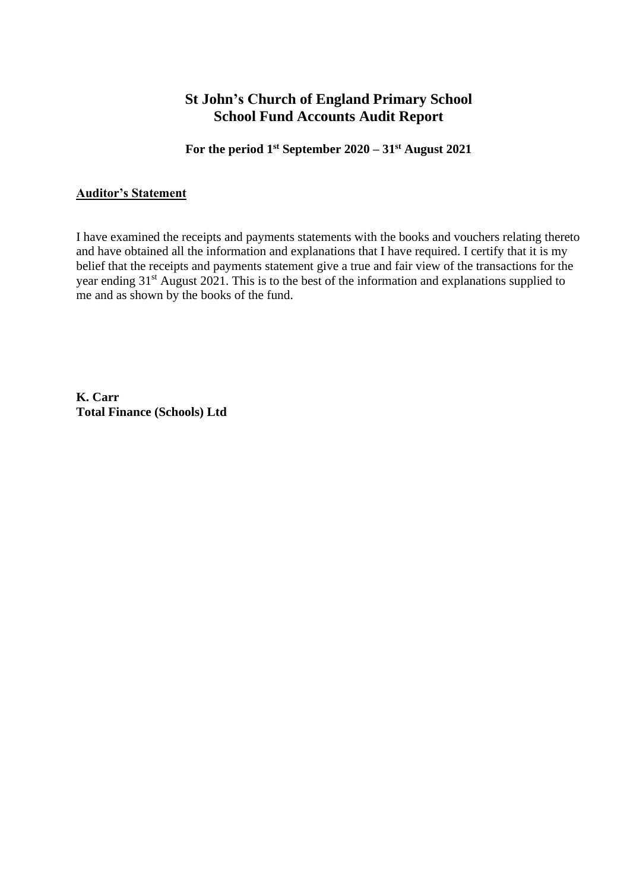# St John's Church of England Primary School
# School Fund Accounts Audit Report

**For the period 1st September 2020 – 31st August 2021**

**Auditor's Statement**

I have examined the receipts and payments statements with the books and vouchers relating thereto and have obtained all the information and explanations that I have required. I certify that it is my belief that the receipts and payments statement give a true and fair view of the transactions for the year ending 31st August 2021. This is to the best of the information and explanations supplied to me and as shown by the books of the fund.

**K. Carr**
**Total Finance (Schools) Ltd**